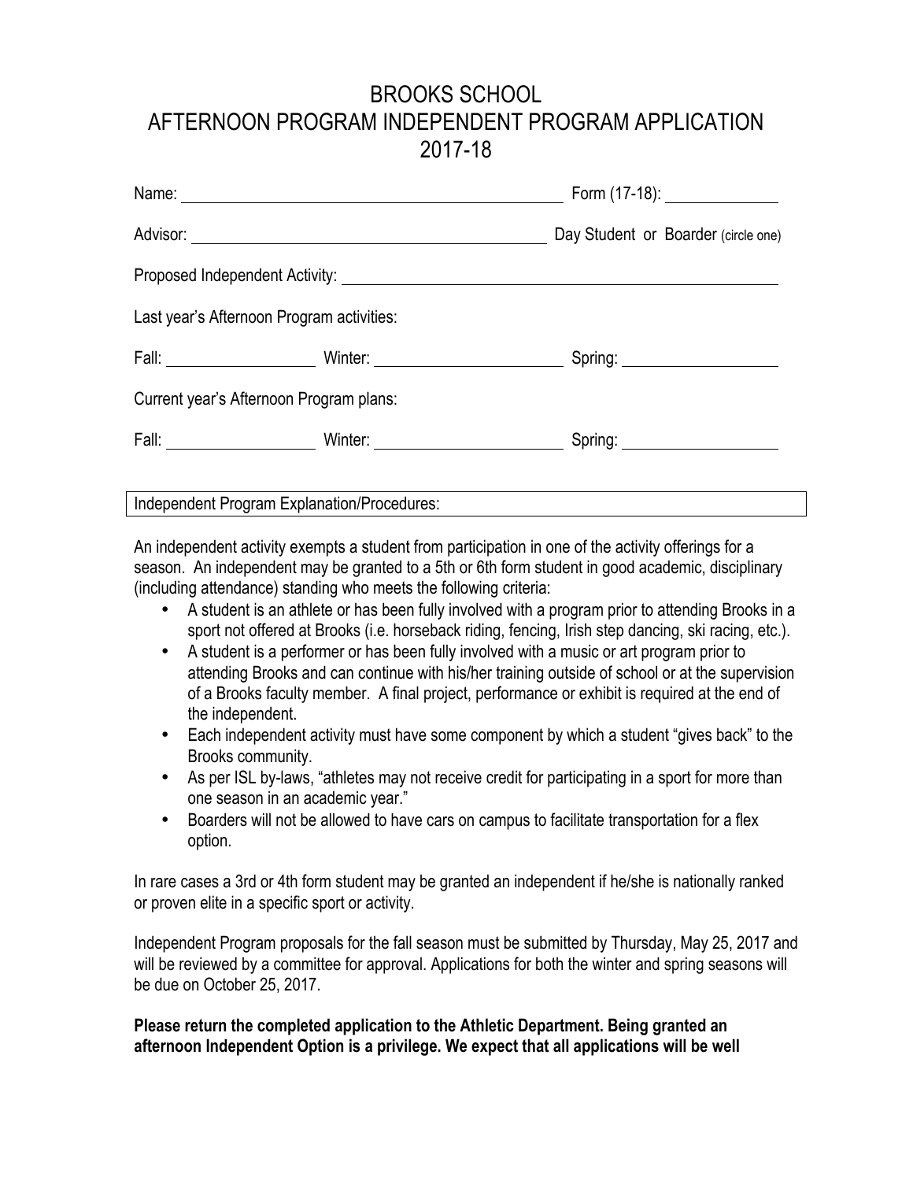# BROOKS SCHOOL
## AFTERNOON PROGRAM INDEPENDENT PROGRAM APPLICATION
## 2017-18

Name: ______________________________ Form (17-18): ____________

Advisor: ______________________________ Day Student or Boarder (circle one)

Proposed Independent Activity: ______________________________

Last year's Afternoon Program activities:

Fall: ______________ Winter: ______________ Spring: ______________

Current year's Afternoon Program plans:

Fall: ______________ Winter: ______________ Spring: ______________

Independent Program Explanation/Procedures:

An independent activity exempts a student from participation in one of the activity offerings for a season. An independent may be granted to a 5th or 6th form student in good academic, disciplinary (including attendance) standing who meets the following criteria:

- A student is an athlete or has been fully involved with a program prior to attending Brooks in a sport not offered at Brooks (i.e. horseback riding, fencing, Irish step dancing, ski racing, etc.).
- A student is a performer or has been fully involved with a music or art program prior to attending Brooks and can continue with his/her training outside of school or at the supervision of a Brooks faculty member. A final project, performance or exhibit is required at the end of the independent.
- Each independent activity must have some component by which a student "gives back" to the Brooks community.
- As per ISL by-laws, "athletes may not receive credit for participating in a sport for more than one season in an academic year."
- Boarders will not be allowed to have cars on campus to facilitate transportation for a flex option.

In rare cases a 3rd or 4th form student may be granted an independent if he/she is nationally ranked or proven elite in a specific sport or activity.

Independent Program proposals for the fall season must be submitted by Thursday, May 25, 2017 and will be reviewed by a committee for approval. Applications for both the winter and spring seasons will be due on October 25, 2017.

**Please return the completed application to the Athletic Department. Being granted an afternoon Independent Option is a privilege. We expect that all applications will be well**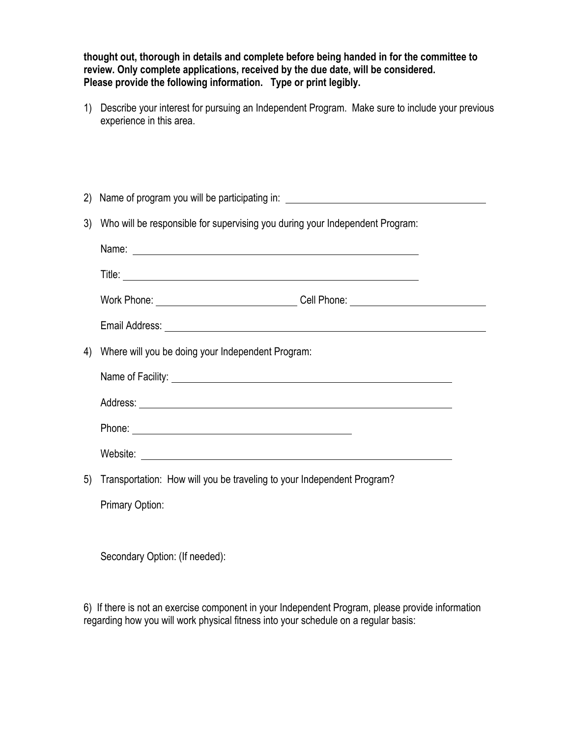**thought out, thorough in details and complete before being handed in for the committee to review. Only complete applications, received by the due date, will be considered. Please provide the following information. Type or print legibly.**

1) Describe your interest for pursuing an Independent Program. Make sure to include your previous experience in this area.

2) Name of program you will be participating in: ______________________________

3) Who will be responsible for supervising you during your Independent Program:

   Name: ______________________________

   Title: ______________________________

   Work Phone: ____________________ Cell Phone: ____________________

   Email Address: ______________________________

4) Where will you be doing your Independent Program:

   Name of Facility: ______________________________

   Address: ______________________________

   Phone: ______________________________

   Website: ______________________________

5) Transportation: How will you be traveling to your Independent Program?

   Primary Option:

   Secondary Option: (If needed):

6) If there is not an exercise component in your Independent Program, please provide information regarding how you will work physical fitness into your schedule on a regular basis: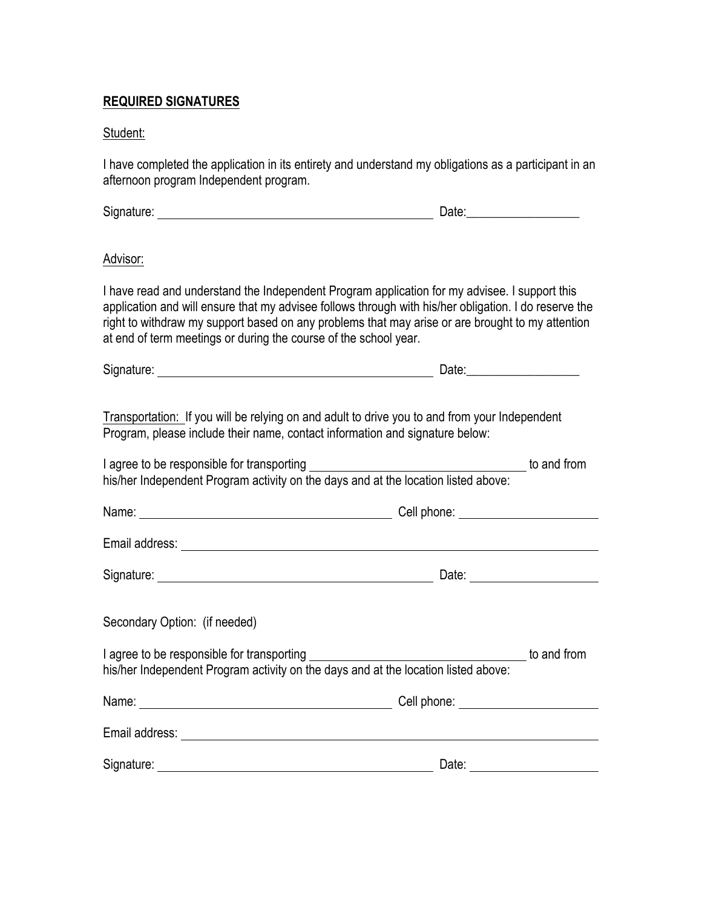## REQUIRED SIGNATURES

Student:

I have completed the application in its entirety and understand my obligations as a participant in an afternoon program Independent program.

Signature: ____________________________________________ Date:__________________

Advisor:

I have read and understand the Independent Program application for my advisee. I support this application and will ensure that my advisee follows through with his/her obligation. I do reserve the right to withdraw my support based on any problems that may arise or are brought to my attention at end of term meetings or during the course of the school year.

Signature: ____________________________________________ Date:__________________

Transportation: If you will be relying on and adult to drive you to and from your Independent Program, please include their name, contact information and signature below:

I agree to be responsible for transporting __________________________________ to and from his/her Independent Program activity on the days and at the location listed above:

Name: ________________________________________ Cell phone: ______________________

Email address: ____________________________________________________________________

Signature: ____________________________________________ Date: ____________________

Secondary Option: (if needed)

I agree to be responsible for transporting __________________________________ to and from his/her Independent Program activity on the days and at the location listed above:

Name: ________________________________________ Cell phone: ______________________

Email address: ____________________________________________________________________

Signature: ____________________________________________ Date: ____________________